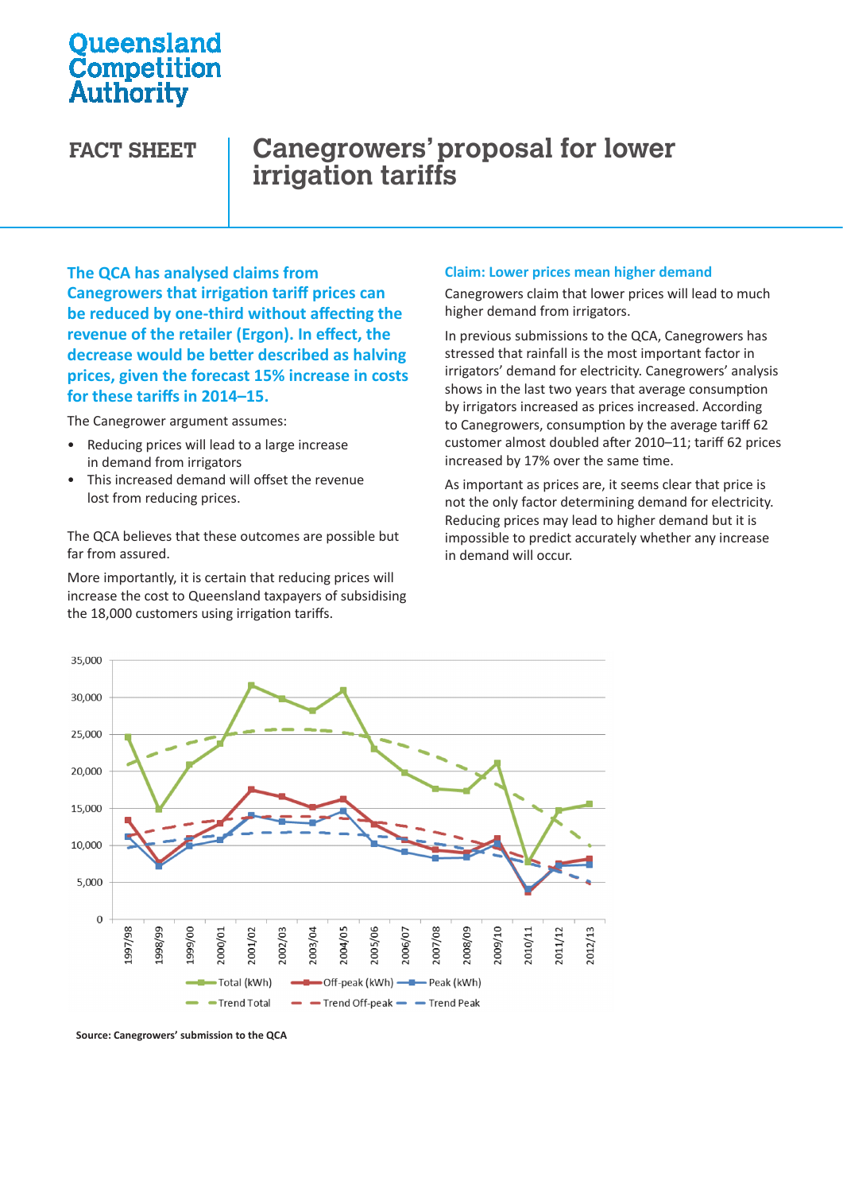Queensland Competition Authority

# FACT SHEET

# Canegrowers' proposal for lower irrigation tariffs

**The QCA has analysed claims from Canegrowers that irrigation tariff prices can be reduced by one-third without affecting the revenue of the retailer (Ergon). In effect, the decrease would be better described as halving prices, given the forecast 15% increase in costs for these tariffs in 2014–15.**

The Canegrower argument assumes:

- Reducing prices will lead to a large increase in demand from irrigators
- This increased demand will offset the revenue lost from reducing prices.

The QCA believes that these outcomes are possible but far from assured.

More importantly, it is certain that reducing prices will increase the cost to Queensland taxpayers of subsidising the 18,000 customers using irrigation tariffs.

## Claim: Lower prices mean higher demand

Canegrowers claim that lower prices will lead to much higher demand from irrigators.

In previous submissions to the QCA, Canegrowers has stressed that rainfall is the most important factor in irrigators' demand for electricity. Canegrowers' analysis shows in the last two years that average consumption by irrigators increased as prices increased. According to Canegrowers, consumption by the average tariff 62 customer almost doubled after 2010–11; tariff 62 prices increased by 17% over the same time.

As important as prices are, it seems clear that price is not the only factor determining demand for electricity. Reducing prices may lead to higher demand but it is impossible to predict accurately whether any increase in demand will occur.

**Source: Canegrowers' submission to the QCA**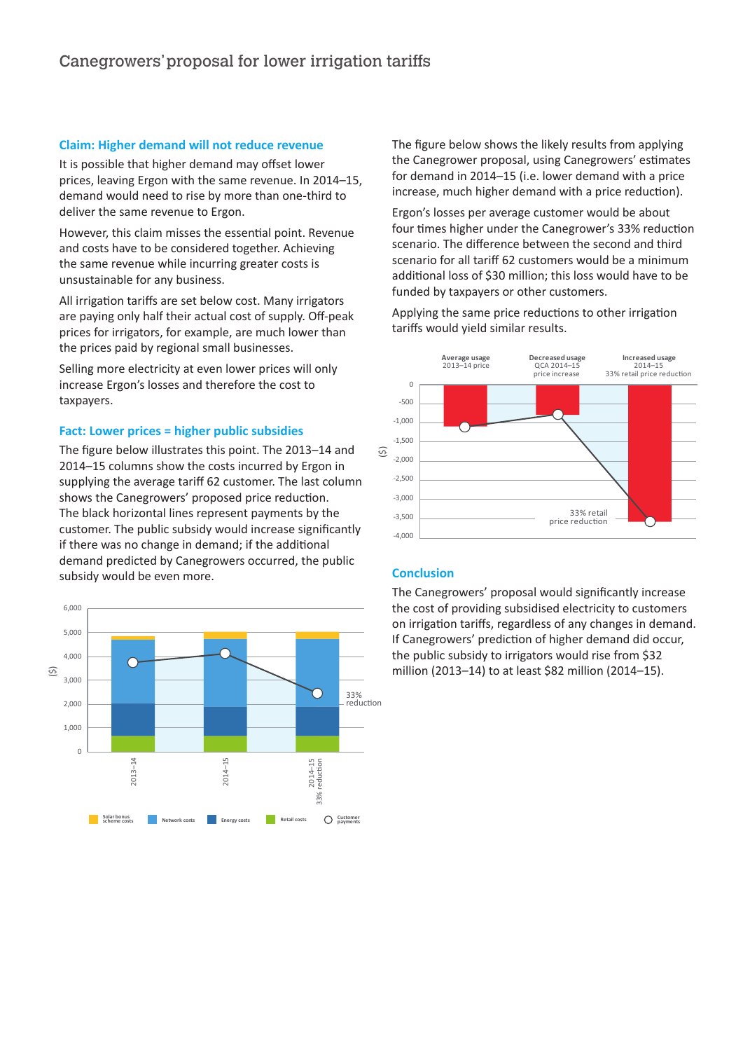# Canegrowers' proposal for lower irrigation tariffs

### Claim: Higher demand will not reduce revenue

It is possible that higher demand may offset lower prices, leaving Ergon with the same revenue. In 2014–15, demand would need to rise by more than one-third to deliver the same revenue to Ergon.

However, this claim misses the essential point. Revenue and costs have to be considered together. Achieving the same revenue while incurring greater costs is unsustainable for any business.

All irrigation tariffs are set below cost. Many irrigators are paying only half their actual cost of supply. Off-peak prices for irrigators, for example, are much lower than the prices paid by regional small businesses.

Selling more electricity at even lower prices will only increase Ergon's losses and therefore the cost to taxpayers.

### Fact: Lower prices = higher public subsidies

The figure below illustrates this point. The 2013–14 and 2014–15 columns show the costs incurred by Ergon in supplying the average tariff 62 customer. The last column shows the Canegrowers' proposed price reduction. The black horizontal lines represent payments by the customer. The public subsidy would increase significantly if there was no change in demand; if the additional demand predicted by Canegrowers occurred, the public subsidy would be even more.

($)
6,000
5,000
4,000
3,000
2,000
1,000
0
2013–14
2014–15
2014–15 33% reduction
33% reduction
Solar bonus scheme costs
Network costs
Energy costs
Retail costs
Customer payments

The figure below shows the likely results from applying the Canegrower proposal, using Canegrowers' estimates for demand in 2014–15 (i.e. lower demand with a price increase, much higher demand with a price reduction).

Ergon's losses per average customer would be about four times higher under the Canegrower's 33% reduction scenario. The difference between the second and third scenario for all tariff 62 customers would be a minimum additional loss of $30 million; this loss would have to be funded by taxpayers or other customers.

Applying the same price reductions to other irrigation tariffs would yield similar results.

Average usage
2013–14 price
Decreased usage
QCA 2014–15 price increase
Increased usage
2014–15
33% retail price reduction
($)
0
-500
-1,000
-1,500
-2,000
-2,500
-3,000
-3,500
-4,000
33% retail price reduction

### Conclusion

The Canegrowers' proposal would significantly increase the cost of providing subsidised electricity to customers on irrigation tariffs, regardless of any changes in demand. If Canegrowers' prediction of higher demand did occur, the public subsidy to irrigators would rise from $32 million (2013–14) to at least $82 million (2014–15).